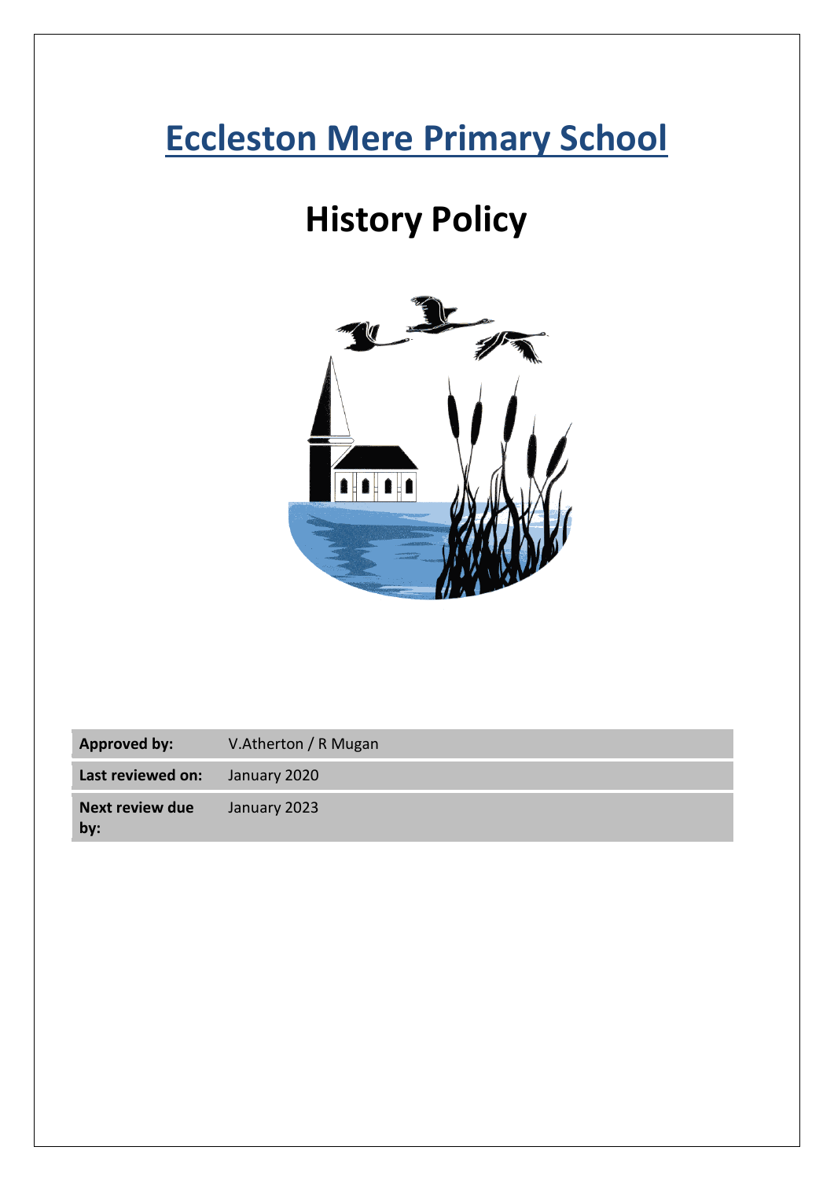# Eccleston Mere Primary School

# History Policy

| **Approved by:** | V.Atherton / R Mugan |
|---|---|
| **Last reviewed on:** | January 2020 |
| **Next review due by:** | January 2023 |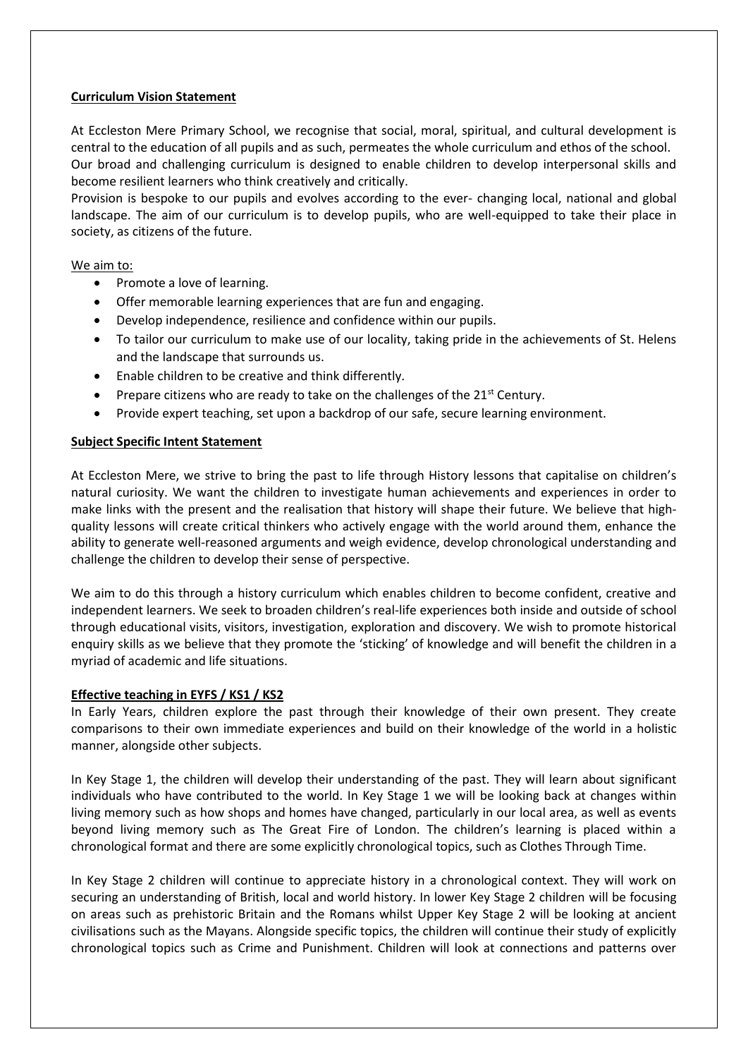**Curriculum Vision Statement**

At Eccleston Mere Primary School, we recognise that social, moral, spiritual, and cultural development is central to the education of all pupils and as such, permeates the whole curriculum and ethos of the school. Our broad and challenging curriculum is designed to enable children to develop interpersonal skills and become resilient learners who think creatively and critically.

Provision is bespoke to our pupils and evolves according to the ever- changing local, national and global landscape. The aim of our curriculum is to develop pupils, who are well-equipped to take their place in society, as citizens of the future.

We aim to:

- Promote a love of learning.
- Offer memorable learning experiences that are fun and engaging.
- Develop independence, resilience and confidence within our pupils.
- To tailor our curriculum to make use of our locality, taking pride in the achievements of St. Helens and the landscape that surrounds us.
- Enable children to be creative and think differently.
- Prepare citizens who are ready to take on the challenges of the 21st Century.
- Provide expert teaching, set upon a backdrop of our safe, secure learning environment.

**Subject Specific Intent Statement**

At Eccleston Mere, we strive to bring the past to life through History lessons that capitalise on children's natural curiosity. We want the children to investigate human achievements and experiences in order to make links with the present and the realisation that history will shape their future. We believe that high-quality lessons will create critical thinkers who actively engage with the world around them, enhance the ability to generate well-reasoned arguments and weigh evidence, develop chronological understanding and challenge the children to develop their sense of perspective.

We aim to do this through a history curriculum which enables children to become confident, creative and independent learners. We seek to broaden children's real-life experiences both inside and outside of school through educational visits, visitors, investigation, exploration and discovery. We wish to promote historical enquiry skills as we believe that they promote the 'sticking' of knowledge and will benefit the children in a myriad of academic and life situations.

**Effective teaching in EYFS / KS1 / KS2**

In Early Years, children explore the past through their knowledge of their own present. They create comparisons to their own immediate experiences and build on their knowledge of the world in a holistic manner, alongside other subjects.

In Key Stage 1, the children will develop their understanding of the past. They will learn about significant individuals who have contributed to the world. In Key Stage 1 we will be looking back at changes within living memory such as how shops and homes have changed, particularly in our local area, as well as events beyond living memory such as The Great Fire of London. The children's learning is placed within a chronological format and there are some explicitly chronological topics, such as Clothes Through Time.

In Key Stage 2 children will continue to appreciate history in a chronological context. They will work on securing an understanding of British, local and world history. In lower Key Stage 2 children will be focusing on areas such as prehistoric Britain and the Romans whilst Upper Key Stage 2 will be looking at ancient civilisations such as the Mayans. Alongside specific topics, the children will continue their study of explicitly chronological topics such as Crime and Punishment. Children will look at connections and patterns over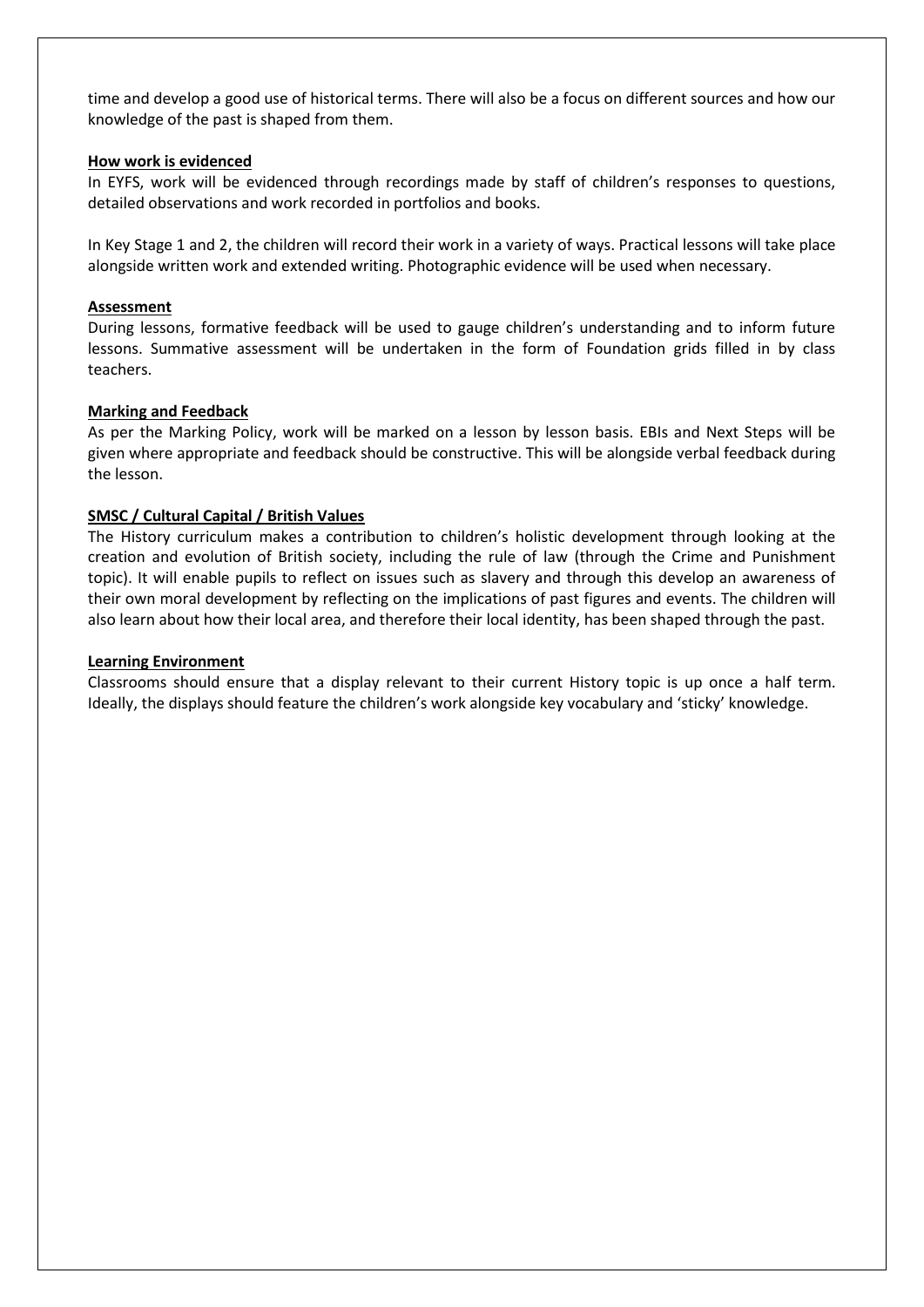time and develop a good use of historical terms. There will also be a focus on different sources and how our knowledge of the past is shaped from them.

**How work is evidenced**

In EYFS, work will be evidenced through recordings made by staff of children's responses to questions, detailed observations and work recorded in portfolios and books.

In Key Stage 1 and 2, the children will record their work in a variety of ways. Practical lessons will take place alongside written work and extended writing. Photographic evidence will be used when necessary.

**Assessment**

During lessons, formative feedback will be used to gauge children's understanding and to inform future lessons. Summative assessment will be undertaken in the form of Foundation grids filled in by class teachers.

**Marking and Feedback**

As per the Marking Policy, work will be marked on a lesson by lesson basis. EBIs and Next Steps will be given where appropriate and feedback should be constructive. This will be alongside verbal feedback during the lesson.

**SMSC / Cultural Capital / British Values**

The History curriculum makes a contribution to children's holistic development through looking at the creation and evolution of British society, including the rule of law (through the Crime and Punishment topic). It will enable pupils to reflect on issues such as slavery and through this develop an awareness of their own moral development by reflecting on the implications of past figures and events. The children will also learn about how their local area, and therefore their local identity, has been shaped through the past.

**Learning Environment**

Classrooms should ensure that a display relevant to their current History topic is up once a half term. Ideally, the displays should feature the children's work alongside key vocabulary and 'sticky' knowledge.